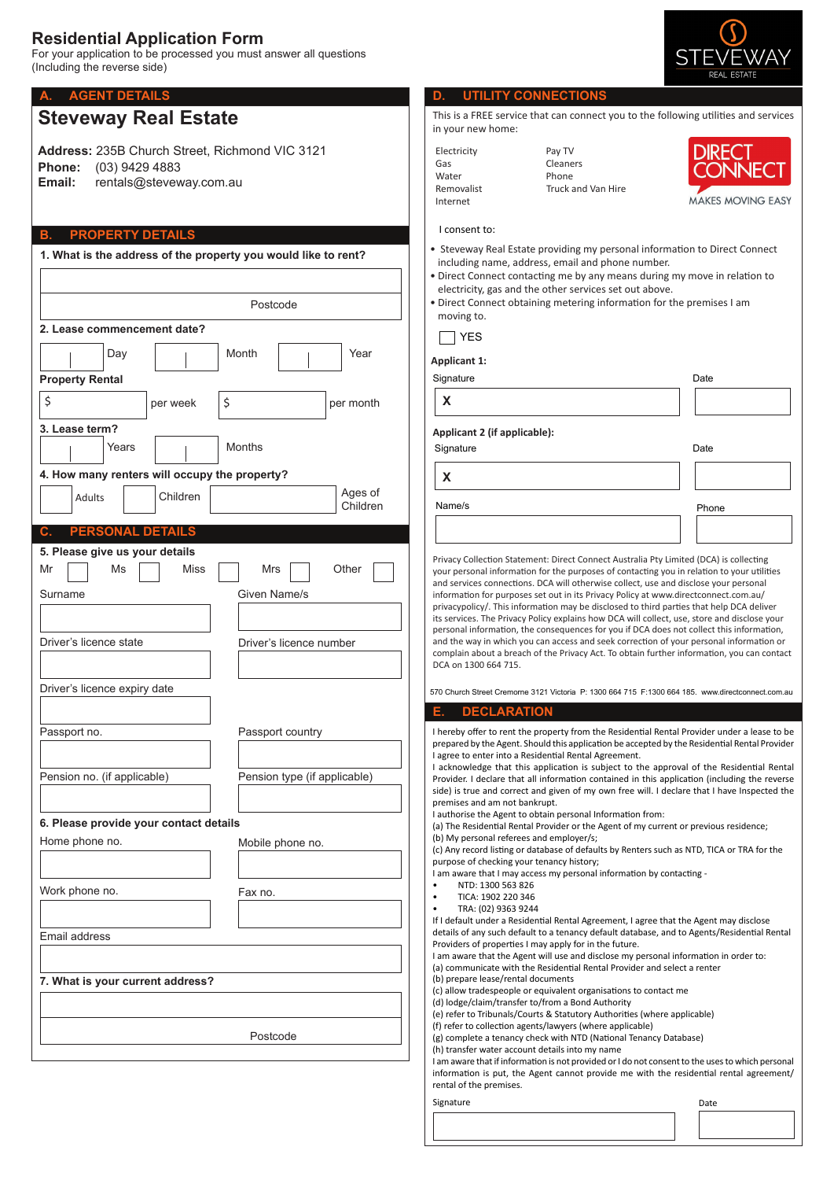# Residential Application Form

For your application to be processed you must answer all questions
(Including the reverse side)

STEVEWAY REAL ESTATE

## A. AGENT DETAILS

**Steveway Real Estate**

**Address:** 235B Church Street, Richmond VIC 3121
**Phone:** (03) 9429 4883
**Email:** rentals@steveway.com.au

## B. PROPERTY DETAILS

**1. What is the address of the property you would like to rent?**

Postcode

**2. Lease commencement date?**

Day | Month | Year

**Property Rental**

$ per week | $ per month

**3. Lease term?**

Years | Months

**4. How many renters will occupy the property?**

Adults | Children | Ages of Children

## C. PERSONAL DETAILS

**5. Please give us your details**

Mr ☐ Ms ☐ Miss ☐ Mrs ☐ Other ☐

Surname | Given Name/s

Driver's licence state | Driver's licence number

Driver's licence expiry date

Passport no. | Passport country

Pension no. (if applicable) | Pension type (if applicable)

**6. Please provide your contact details**

Home phone no. | Mobile phone no.

Work phone no. | Fax no.

Email address

**7. What is your current address?**

Postcode

## D. UTILITY CONNECTIONS

This is a FREE service that can connect you to the following utilities and services in your new home:

| | |
|---|---|
| Electricity | Pay TV |
| Gas | Cleaners |
| Water | Phone |
| Removalist | Truck and Van Hire |
| Internet | |

DIRECT CONNECT MAKES MOVING EASY

I consent to:

- Steveway Real Estate providing my personal information to Direct Connect including name, address, email and phone number.
- Direct Connect contacting me by any means during my move in relation to electricity, gas and the other services set out above.
- Direct Connect obtaining metering information for the premises I am moving to.

☐ YES

**Applicant 1:**

Signature X | Date

**Applicant 2 (if applicable):**

Signature X | Date

Name/s | Phone

Privacy Collection Statement: Direct Connect Australia Pty Limited (DCA) is collecting your personal information for the purposes of contacting you in relation to your utilities and services connections. DCA will otherwise collect, use and disclose your personal information for purposes set out in its Privacy Policy at www.directconnect.com.au/privacypolicy/. This information may be disclosed to third parties that help DCA deliver its services. The Privacy Policy explains how DCA will collect, use, store and disclose your personal information, the consequences for you if DCA does not collect this information, and the way in which you can access and seek correction of your personal information or complain about a breach of the Privacy Act. To obtain further information, you can contact DCA on 1300 664 715.

570 Church Street Cremorne 3121 Victoria P: 1300 664 715 F:1300 664 185. www.directconnect.com.au

## E. DECLARATION

I hereby offer to rent the property from the Residential Rental Provider under a lease to be prepared by the Agent. Should this application be accepted by the Residential Rental Provider I agree to enter into a Residential Rental Agreement.

I acknowledge that this application is subject to the approval of the Residential Rental Provider. I declare that all information contained in this application (including the reverse side) is true and correct and given of my own free will. I declare that I have Inspected the premises and am not bankrupt.

I authorise the Agent to obtain personal Information from:
(a) The Residential Rental Provider or the Agent of my current or previous residence;
(b) My personal referees and employer/s;
(c) Any record listing or database of defaults by Renters such as NTD, TICA or TRA for the purpose of checking your tenancy history;

I am aware that I may access my personal information by contacting -

- NTD: 1300 563 826
- TICA: 1902 220 346
- TRA: (02) 9363 9244

If I default under a Residential Rental Agreement, I agree that the Agent may disclose details of any such default to a tenancy default database, and to Agents/Residential Rental Providers of properties I may apply for in the future.

I am aware that the Agent will use and disclose my personal information in order to:
(a) communicate with the Residential Rental Provider and select a renter
(b) prepare lease/rental documents
(c) allow tradespeople or equivalent organisations to contact me
(d) lodge/claim/transfer to/from a Bond Authority
(e) refer to Tribunals/Courts & Statutory Authorities (where applicable)
(f) refer to collection agents/lawyers (where applicable)
(g) complete a tenancy check with NTD (National Tenancy Database)
(h) transfer water account details into my name

I am aware that if information is not provided or I do not consent to the uses to which personal information is put, the Agent cannot provide me with the residential rental agreement/rental of the premises.

Signature | Date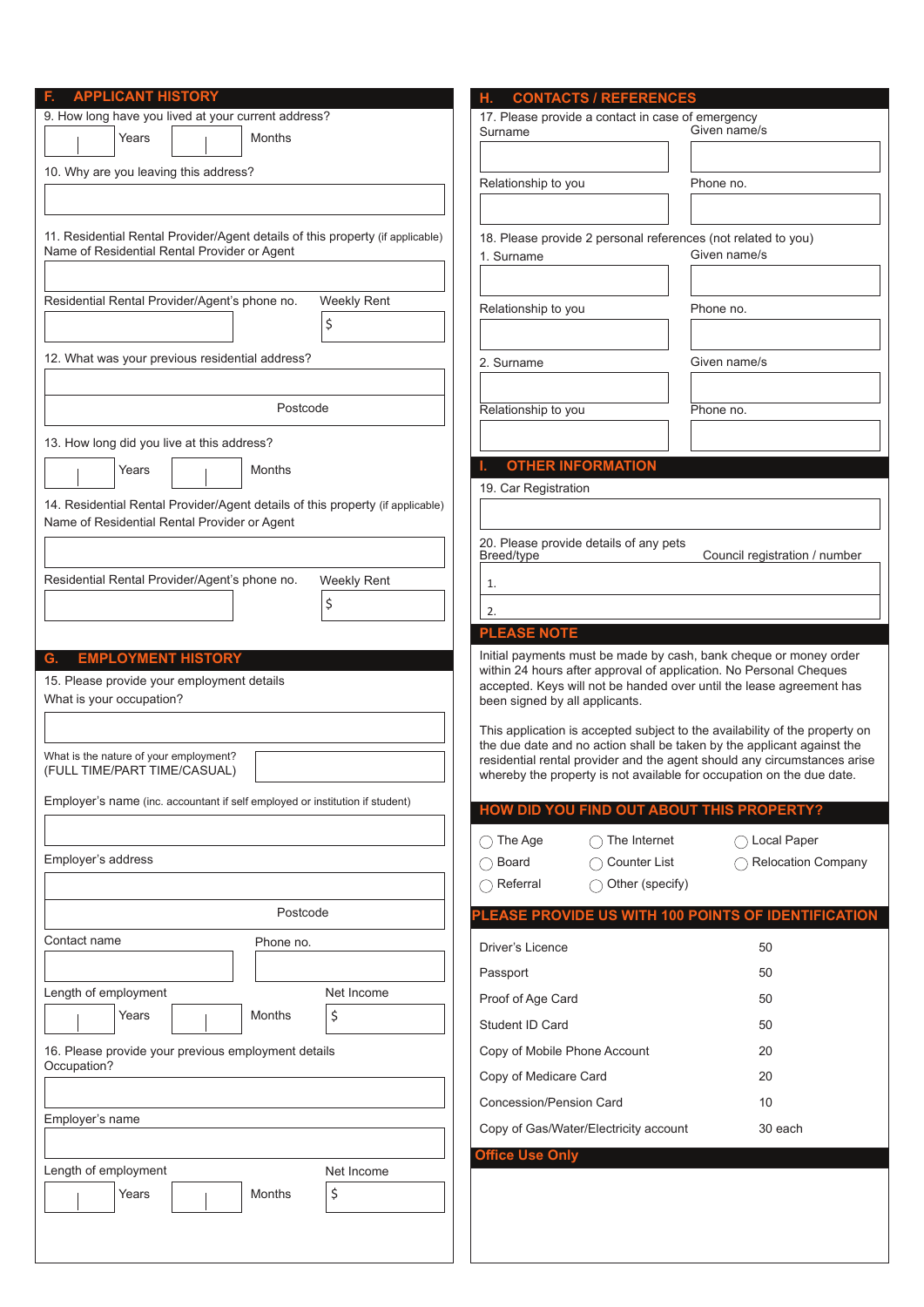## F. APPLICANT HISTORY

9. How long have you lived at your current address?

Years Months

10. Why are you leaving this address?

11. Residential Rental Provider/Agent details of this property (if applicable)
Name of Residential Rental Provider or Agent

Residential Rental Provider/Agent's phone no. Weekly Rent

$

12. What was your previous residential address?

Postcode

13. How long did you live at this address?

Years Months

14. Residential Rental Provider/Agent details of this property (if applicable)
Name of Residential Rental Provider or Agent

Residential Rental Provider/Agent's phone no. Weekly Rent

$

## G. EMPLOYMENT HISTORY

15. Please provide your employment details
What is your occupation?

What is the nature of your employment?
(FULL TIME/PART TIME/CASUAL)

Employer's name (inc. accountant if self employed or institution if student)

Employer's address

Postcode

Contact name Phone no.

Length of employment Net Income

Years Months $

16. Please provide your previous employment details
Occupation?

Employer's name

Length of employment Net Income

Years Months $

## H. CONTACTS / REFERENCES

17. Please provide a contact in case of emergency

Surname Given name/s

Relationship to you Phone no.

18. Please provide 2 personal references (not related to you)

1. Surname Given name/s

Relationship to you Phone no.

2. Surname Given name/s

Relationship to you Phone no.

## I. OTHER INFORMATION

19. Car Registration

20. Please provide details of any pets

Breed/type Council registration / number

1.

2.

## PLEASE NOTE

Initial payments must be made by cash, bank cheque or money order within 24 hours after approval of application. No Personal Cheques accepted. Keys will not be handed over until the lease agreement has been signed by all applicants.

This application is accepted subject to the availability of the property on the due date and no action shall be taken by the applicant against the residential rental provider and the agent should any circumstances arise whereby the property is not available for occupation on the due date.

## HOW DID YOU FIND OUT ABOUT THIS PROPERTY?

◯ The Age ◯ The Internet ◯ Local Paper
◯ Board ◯ Counter List ◯ Relocation Company
◯ Referral ◯ Other (specify)

## PLEASE PROVIDE US WITH 100 POINTS OF IDENTIFICATION

| | |
|---|---|
| Driver's Licence | 50 |
| Passport | 50 |
| Proof of Age Card | 50 |
| Student ID Card | 50 |
| Copy of Mobile Phone Account | 20 |
| Copy of Medicare Card | 20 |
| Concession/Pension Card | 10 |
| Copy of Gas/Water/Electricity account | 30 each |

## Office Use Only